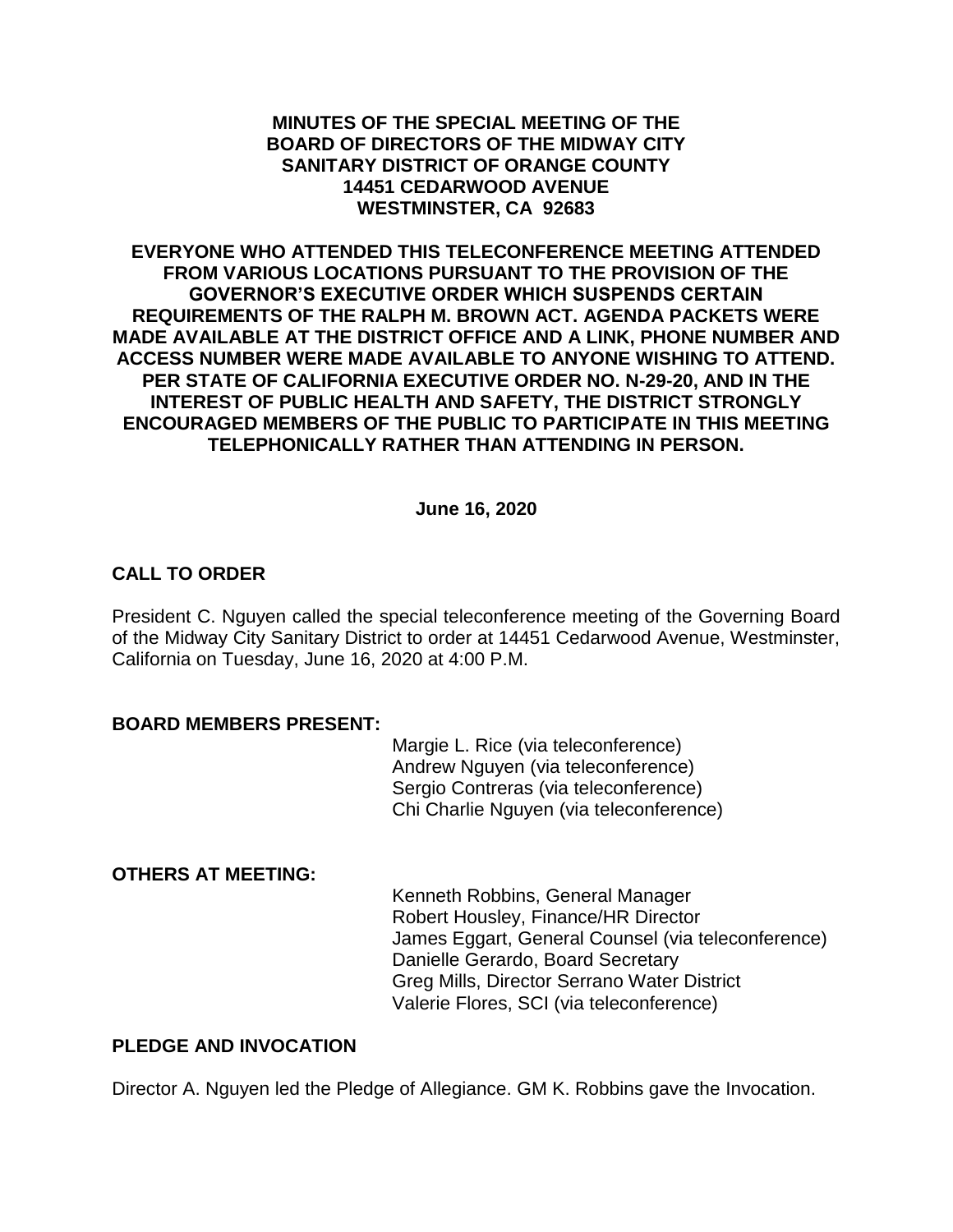**MINUTES OF THE SPECIAL MEETING OF THE BOARD OF DIRECTORS OF THE MIDWAY CITY SANITARY DISTRICT OF ORANGE COUNTY 14451 CEDARWOOD AVENUE WESTMINSTER, CA 92683**

**EVERYONE WHO ATTENDED THIS TELECONFERENCE MEETING ATTENDED FROM VARIOUS LOCATIONS PURSUANT TO THE PROVISION OF THE GOVERNOR'S EXECUTIVE ORDER WHICH SUSPENDS CERTAIN REQUIREMENTS OF THE RALPH M. BROWN ACT. AGENDA PACKETS WERE MADE AVAILABLE AT THE DISTRICT OFFICE AND A LINK, PHONE NUMBER AND ACCESS NUMBER WERE MADE AVAILABLE TO ANYONE WISHING TO ATTEND. PER STATE OF CALIFORNIA EXECUTIVE ORDER NO. N-29-20, AND IN THE INTEREST OF PUBLIC HEALTH AND SAFETY, THE DISTRICT STRONGLY ENCOURAGED MEMBERS OF THE PUBLIC TO PARTICIPATE IN THIS MEETING TELEPHONICALLY RATHER THAN ATTENDING IN PERSON.**

**June 16, 2020**

## CALL TO ORDER

President C. Nguyen called the special teleconference meeting of the Governing Board of the Midway City Sanitary District to order at 14451 Cedarwood Avenue, Westminster, California on Tuesday, June 16, 2020 at 4:00 P.M.

## BOARD MEMBERS PRESENT:

Margie L. Rice (via teleconference)
Andrew Nguyen (via teleconference)
Sergio Contreras (via teleconference)
Chi Charlie Nguyen (via teleconference)

## OTHERS AT MEETING:

Kenneth Robbins, General Manager
Robert Housley, Finance/HR Director
James Eggart, General Counsel (via teleconference)
Danielle Gerardo, Board Secretary
Greg Mills, Director Serrano Water District
Valerie Flores, SCI (via teleconference)

## PLEDGE AND INVOCATION

Director A. Nguyen led the Pledge of Allegiance. GM K. Robbins gave the Invocation.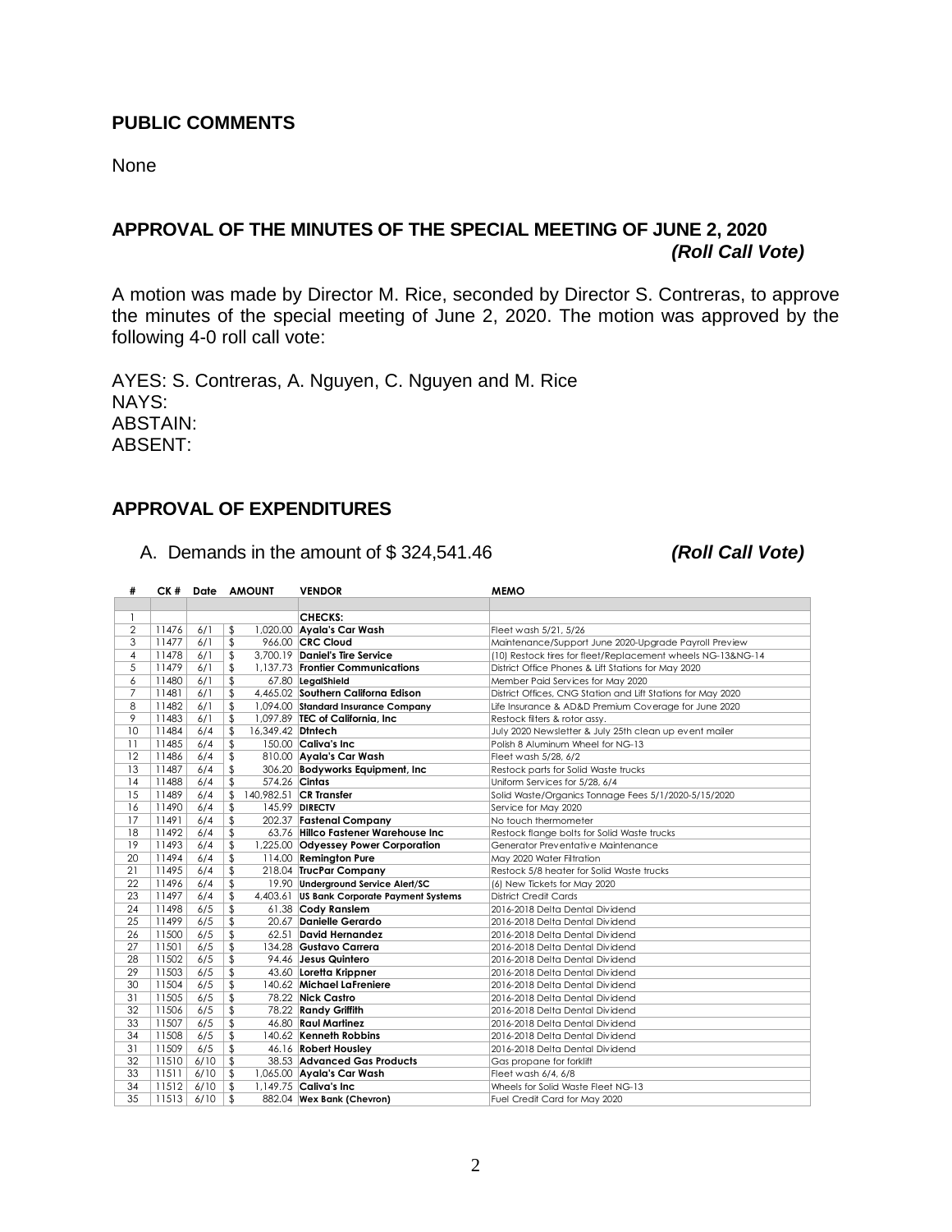## PUBLIC COMMENTS

None

## APPROVAL OF THE MINUTES OF THE SPECIAL MEETING OF JUNE 2, 2020

***(Roll Call Vote)***

A motion was made by Director M. Rice, seconded by Director S. Contreras, to approve the minutes of the special meeting of June 2, 2020. The motion was approved by the following 4-0 roll call vote:

AYES: S. Contreras, A. Nguyen, C. Nguyen and M. Rice
NAYS:
ABSTAIN:
ABSENT:

## APPROVAL OF EXPENDITURES

A. Demands in the amount of $ 324,541.46 ***(Roll Call Vote)***

| # | CK # | Date | AMOUNT | VENDOR | MEMO |
|---|---|---|---|---|---|
| | | | | | |
| 1 | | | | **CHECKS:** | |
| 2 | 11476 | 6/1 | $ 1,020.00 | **Ayala's Car Wash** | Fleet wash 5/21, 5/26 |
| 3 | 11477 | 6/1 | $ 966.00 | **CRC Cloud** | Maintenance/Support June 2020-Upgrade Payroll Preview |
| 4 | 11478 | 6/1 | $ 3,700.19 | **Daniel's Tire Service** | (10) Restock tires for fleet/Replacement wheels NG-13&NG-14 |
| 5 | 11479 | 6/1 | $ 1,137.73 | **Frontier Communications** | District Office Phones & Lift Stations for May 2020 |
| 6 | 11480 | 6/1 | $ 67.80 | **LegalShield** | Member Paid Services for May 2020 |
| 7 | 11481 | 6/1 | $ 4,465.02 | **Southern Californa Edison** | District Offices, CNG Station and Lift Stations for May 2020 |
| 8 | 11482 | 6/1 | $ 1,094.00 | **Standard Insurance Company** | Life Insurance & AD&D Premium Coverage for June 2020 |
| 9 | 11483 | 6/1 | $ 1,097.89 | **TEC of California, Inc** | Restock filters & rotor assy. |
| 10 | 11484 | 6/4 | $ 16,349.42 | **DtnTech** | July 2020 Newsletter & July 25th clean up event mailer |
| 11 | 11485 | 6/4 | $ 150.00 | **Caliva's Inc** | Polish 8 Aluminum Wheel for NG-13 |
| 12 | 11486 | 6/4 | $ 810.00 | **Ayala's Car Wash** | Fleet wash 5/28, 6/2 |
| 13 | 11487 | 6/4 | $ 306.20 | **Bodyworks Equipment, Inc** | Restock parts for Solid Waste trucks |
| 14 | 11488 | 6/4 | $ 574.26 | **Cintas** | Uniform Services for 5/28, 6/4 |
| 15 | 11489 | 6/4 | $ 140,982.51 | **CR Transfer** | Solid Waste/Organics Tonnage Fees 5/1/2020-5/15/2020 |
| 16 | 11490 | 6/4 | $ 145.99 | **DIRECTV** | Service for May 2020 |
| 17 | 11491 | 6/4 | $ 202.37 | **Fastenal Company** | No touch thermometer |
| 18 | 11492 | 6/4 | $ 63.76 | **Hillco Fastener Warehouse Inc** | Restock flange bolts for Solid Waste trucks |
| 19 | 11493 | 6/4 | $ 1,225.00 | **Odyessey Power Corporation** | Generator Preventative Maintenance |
| 20 | 11494 | 6/4 | $ 114.00 | **Remington Pure** | May 2020 Water Filtration |
| 21 | 11495 | 6/4 | $ 218.04 | **TrucPar Company** | Restock 5/8 heater for Solid Waste trucks |
| 22 | 11496 | 6/4 | $ 19.90 | **Underground Service Alert/SC** | (6) New Tickets for May 2020 |
| 23 | 11497 | 6/4 | $ 4,403.61 | **US Bank Corporate Payment Systems** | District Credit Cards |
| 24 | 11498 | 6/5 | $ 61.38 | **Cody Ranslem** | 2016-2018 Delta Dental Dividend |
| 25 | 11499 | 6/5 | $ 20.67 | **Danielle Gerardo** | 2016-2018 Delta Dental Dividend |
| 26 | 11500 | 6/5 | $ 62.51 | **David Hernandez** | 2016-2018 Delta Dental Dividend |
| 27 | 11501 | 6/5 | $ 134.28 | **Gustavo Carrera** | 2016-2018 Delta Dental Dividend |
| 28 | 11502 | 6/5 | $ 94.46 | **Jesus Quintero** | 2016-2018 Delta Dental Dividend |
| 29 | 11503 | 6/5 | $ 43.60 | **Loretta Krippner** | 2016-2018 Delta Dental Dividend |
| 30 | 11504 | 6/5 | $ 140.62 | **Michael LaFreniere** | 2016-2018 Delta Dental Dividend |
| 31 | 11505 | 6/5 | $ 78.22 | **Nick Castro** | 2016-2018 Delta Dental Dividend |
| 32 | 11506 | 6/5 | $ 78.22 | **Randy Griffith** | 2016-2018 Delta Dental Dividend |
| 33 | 11507 | 6/5 | $ 46.80 | **Raul Martinez** | 2016-2018 Delta Dental Dividend |
| 34 | 11508 | 6/5 | $ 140.62 | **Kenneth Robbins** | 2016-2018 Delta Dental Dividend |
| 31 | 11509 | 6/5 | $ 46.16 | **Robert Housley** | 2016-2018 Delta Dental Dividend |
| 32 | 11510 | 6/10 | $ 38.53 | **Advanced Gas Products** | Gas propane for forklift |
| 33 | 11511 | 6/10 | $ 1,065.00 | **Ayala's Car Wash** | Fleet wash 6/4, 6/8 |
| 34 | 11512 | 6/10 | $ 1,149.75 | **Caliva's Inc** | Wheels for Solid Waste Fleet NG-13 |
| 35 | 11513 | 6/10 | $ 882.04 | **Wex Bank (Chevron)** | Fuel Credit Card for May 2020 |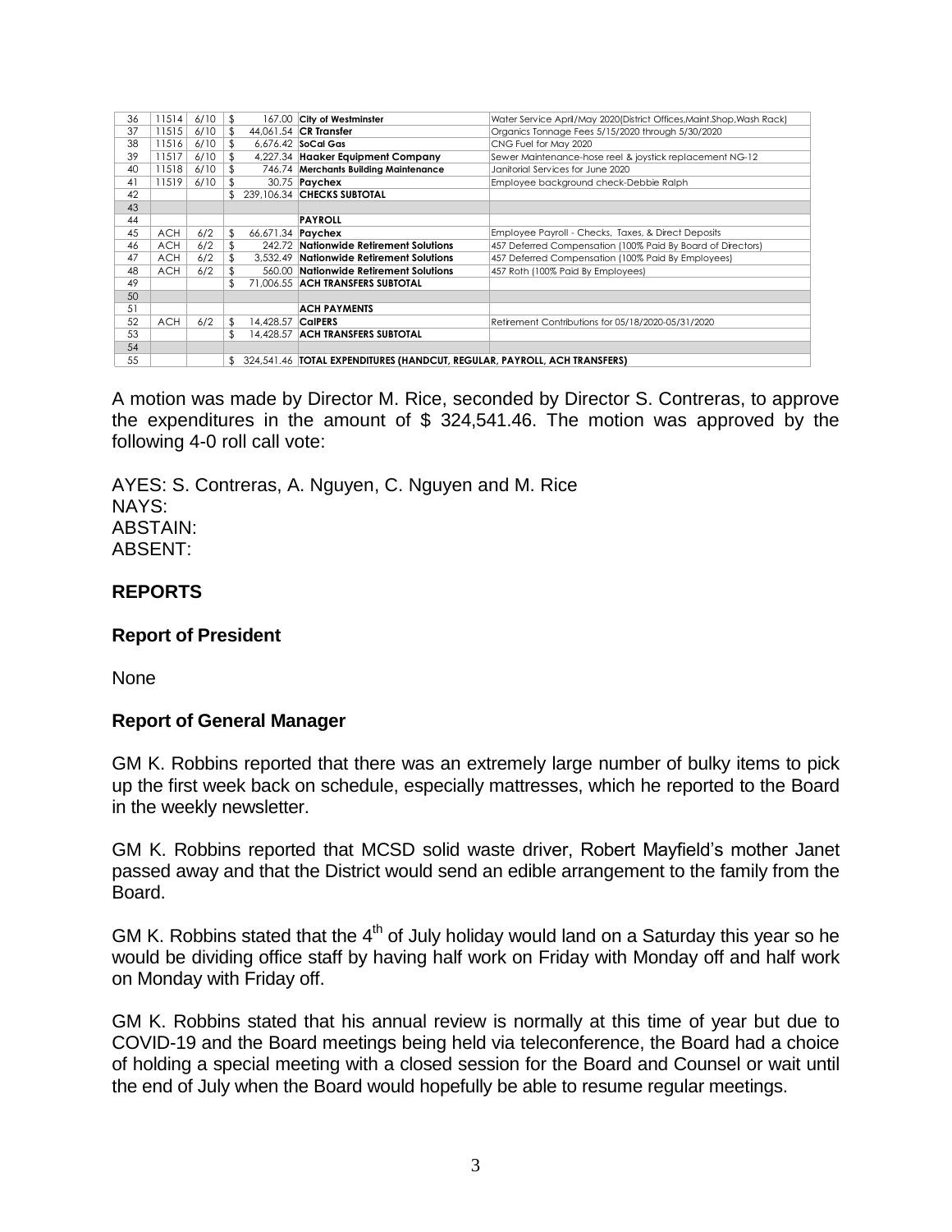| 36 | 11514 | 6/10 | $ 167.00 | **City of Westminster** | Water Service April/May 2020(District Offices,Maint.Shop,Wash Rack) |
|---|---|---|---|---|---|
| 37 | 11515 | 6/10 | $ 44,061.54 | **CR Transfer** | Organics Tonnage Fees 5/15/2020 through 5/30/2020 |
| 38 | 11516 | 6/10 | $ 6,676.42 | **SoCal Gas** | CNG Fuel for May 2020 |
| 39 | 11517 | 6/10 | $ 4,227.34 | **Haaker Equipment Company** | Sewer Maintenance-hose reel & joystick replacement NG-12 |
| 40 | 11518 | 6/10 | $ 746.74 | **Merchants Building Maintenance** | Janitorial Services for June 2020 |
| 41 | 11519 | 6/10 | $ 30.75 | **Paychex** | Employee background check-Debbie Ralph |
| 42 | | | $ 239,106.34 | **CHECKS SUBTOTAL** | |
| 43 | | | | | |
| 44 | | | | **PAYROLL** | |
| 45 | ACH | 6/2 | $ 66,671.34 | **Paychex** | Employee Payroll - Checks, Taxes, & Direct Deposits |
| 46 | ACH | 6/2 | $ 242.72 | **Nationwide Retirement Solutions** | 457 Deferred Compensation (100% Paid By Board of Directors) |
| 47 | ACH | 6/2 | $ 3,532.49 | **Nationwide Retirement Solutions** | 457 Deferred Compensation (100% Paid By Employees) |
| 48 | ACH | 6/2 | $ 560.00 | **Nationwide Retirement Solutions** | 457 Roth (100% Paid By Employees) |
| 49 | | | $ 71,006.55 | **ACH TRANSFERS SUBTOTAL** | |
| 50 | | | | | |
| 51 | | | | **ACH PAYMENTS** | |
| 52 | ACH | 6/2 | $ 14,428.57 | **CalPERS** | Retirement Contributions for 05/18/2020-05/31/2020 |
| 53 | | | $ 14,428.57 | **ACH TRANSFERS SUBTOTAL** | |
| 54 | | | | | |
| 55 | | | $ 324,541.46 | **TOTAL EXPENDITURES (HANDCUT, REGULAR, PAYROLL, ACH TRANSFERS)** | |

A motion was made by Director M. Rice, seconded by Director S. Contreras, to approve the expenditures in the amount of $ 324,541.46. The motion was approved by the following 4-0 roll call vote:

AYES: S. Contreras, A. Nguyen, C. Nguyen and M. Rice
NAYS:
ABSTAIN:
ABSENT:

## REPORTS

### Report of President

None

### Report of General Manager

GM K. Robbins reported that there was an extremely large number of bulky items to pick up the first week back on schedule, especially mattresses, which he reported to the Board in the weekly newsletter.

GM K. Robbins reported that MCSD solid waste driver, Robert Mayfield's mother Janet passed away and that the District would send an edible arrangement to the family from the Board.

GM K. Robbins stated that the 4th of July holiday would land on a Saturday this year so he would be dividing office staff by having half work on Friday with Monday off and half work on Monday with Friday off.

GM K. Robbins stated that his annual review is normally at this time of year but due to COVID-19 and the Board meetings being held via teleconference, the Board had a choice of holding a special meeting with a closed session for the Board and Counsel or wait until the end of July when the Board would hopefully be able to resume regular meetings.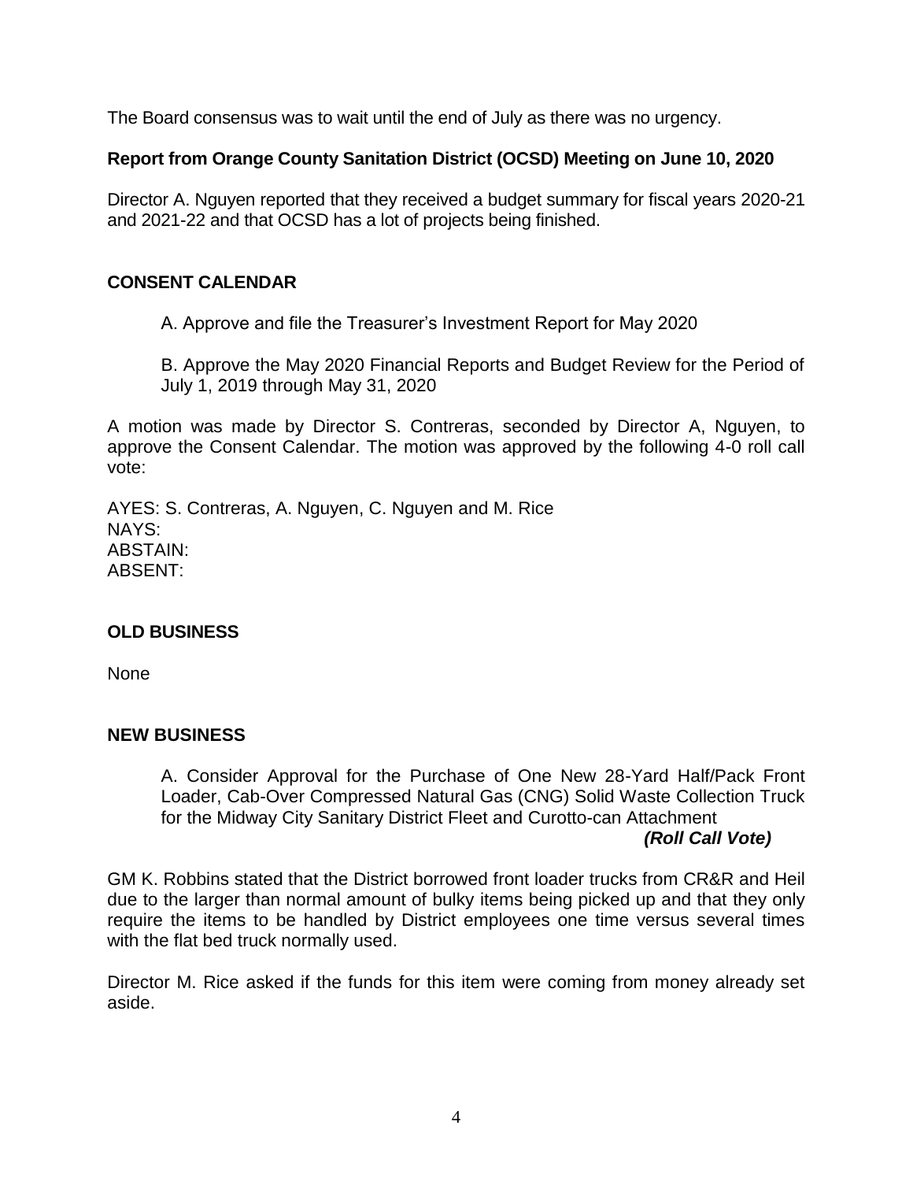The Board consensus was to wait until the end of July as there was no urgency.

**Report from Orange County Sanitation District (OCSD) Meeting on June 10, 2020**

Director A. Nguyen reported that they received a budget summary for fiscal years 2020-21 and 2021-22 and that OCSD has a lot of projects being finished.

**CONSENT CALENDAR**

A. Approve and file the Treasurer's Investment Report for May 2020

B. Approve the May 2020 Financial Reports and Budget Review for the Period of July 1, 2019 through May 31, 2020

A motion was made by Director S. Contreras, seconded by Director A, Nguyen, to approve the Consent Calendar. The motion was approved by the following 4-0 roll call vote:

AYES: S. Contreras, A. Nguyen, C. Nguyen and M. Rice  
NAYS:  
ABSTAIN:  
ABSENT:

**OLD BUSINESS**

None

**NEW BUSINESS**

A. Consider Approval for the Purchase of One New 28-Yard Half/Pack Front Loader, Cab-Over Compressed Natural Gas (CNG) Solid Waste Collection Truck for the Midway City Sanitary District Fleet and Curotto-can Attachment

***(Roll Call Vote)***

GM K. Robbins stated that the District borrowed front loader trucks from CR&R and Heil due to the larger than normal amount of bulky items being picked up and that they only require the items to be handled by District employees one time versus several times with the flat bed truck normally used.

Director M. Rice asked if the funds for this item were coming from money already set aside.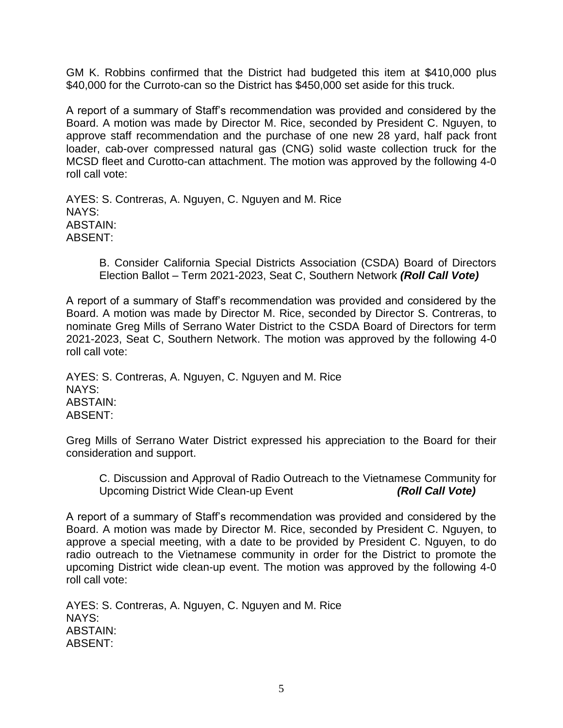GM K. Robbins confirmed that the District had budgeted this item at $410,000 plus $40,000 for the Curroto-can so the District has $450,000 set aside for this truck.

A report of a summary of Staff's recommendation was provided and considered by the Board. A motion was made by Director M. Rice, seconded by President C. Nguyen, to approve staff recommendation and the purchase of one new 28 yard, half pack front loader, cab-over compressed natural gas (CNG) solid waste collection truck for the MCSD fleet and Curotto-can attachment. The motion was approved by the following 4-0 roll call vote:

AYES: S. Contreras, A. Nguyen, C. Nguyen and M. Rice
NAYS:
ABSTAIN:
ABSENT:

B. Consider California Special Districts Association (CSDA) Board of Directors Election Ballot – Term 2021-2023, Seat C, Southern Network ***(Roll Call Vote)***

A report of a summary of Staff's recommendation was provided and considered by the Board. A motion was made by Director M. Rice, seconded by Director S. Contreras, to nominate Greg Mills of Serrano Water District to the CSDA Board of Directors for term 2021-2023, Seat C, Southern Network. The motion was approved by the following 4-0 roll call vote:

AYES: S. Contreras, A. Nguyen, C. Nguyen and M. Rice
NAYS:
ABSTAIN:
ABSENT:

Greg Mills of Serrano Water District expressed his appreciation to the Board for their consideration and support.

C. Discussion and Approval of Radio Outreach to the Vietnamese Community for Upcoming District Wide Clean-up Event ***(Roll Call Vote)***

A report of a summary of Staff's recommendation was provided and considered by the Board. A motion was made by Director M. Rice, seconded by President C. Nguyen, to approve a special meeting, with a date to be provided by President C. Nguyen, to do radio outreach to the Vietnamese community in order for the District to promote the upcoming District wide clean-up event. The motion was approved by the following 4-0 roll call vote:

AYES: S. Contreras, A. Nguyen, C. Nguyen and M. Rice
NAYS:
ABSTAIN:
ABSENT: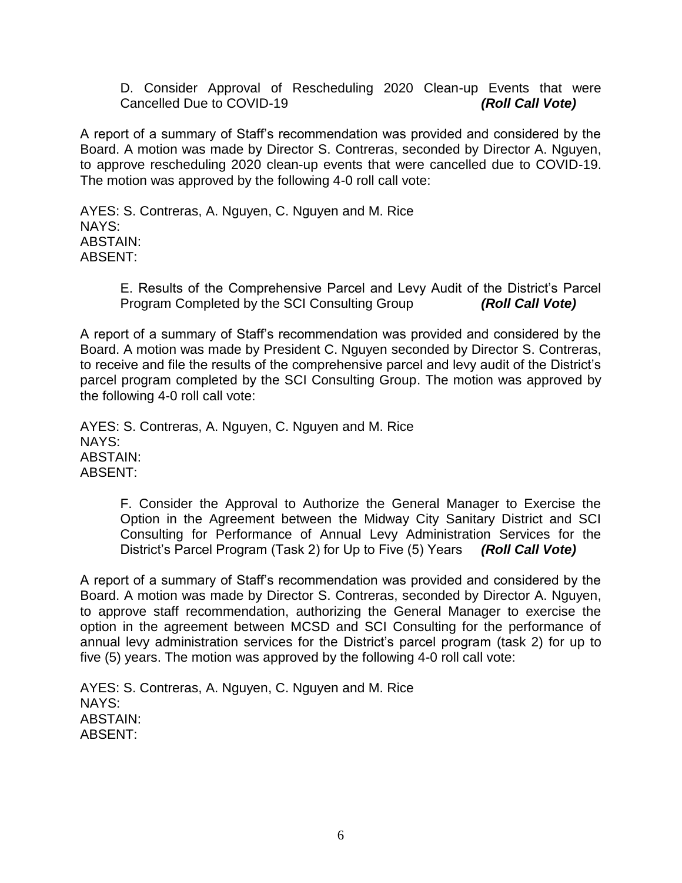D. Consider Approval of Rescheduling 2020 Clean-up Events that were Cancelled Due to COVID-19 ***(Roll Call Vote)***

A report of a summary of Staff's recommendation was provided and considered by the Board. A motion was made by Director S. Contreras, seconded by Director A. Nguyen, to approve rescheduling 2020 clean-up events that were cancelled due to COVID-19. The motion was approved by the following 4-0 roll call vote:

AYES: S. Contreras, A. Nguyen, C. Nguyen and M. Rice
NAYS:
ABSTAIN:
ABSENT:

E. Results of the Comprehensive Parcel and Levy Audit of the District's Parcel Program Completed by the SCI Consulting Group ***(Roll Call Vote)***

A report of a summary of Staff's recommendation was provided and considered by the Board. A motion was made by President C. Nguyen seconded by Director S. Contreras, to receive and file the results of the comprehensive parcel and levy audit of the District's parcel program completed by the SCI Consulting Group. The motion was approved by the following 4-0 roll call vote:

AYES: S. Contreras, A. Nguyen, C. Nguyen and M. Rice
NAYS:
ABSTAIN:
ABSENT:

F. Consider the Approval to Authorize the General Manager to Exercise the Option in the Agreement between the Midway City Sanitary District and SCI Consulting for Performance of Annual Levy Administration Services for the District's Parcel Program (Task 2) for Up to Five (5) Years ***(Roll Call Vote)***

A report of a summary of Staff's recommendation was provided and considered by the Board. A motion was made by Director S. Contreras, seconded by Director A. Nguyen, to approve staff recommendation, authorizing the General Manager to exercise the option in the agreement between MCSD and SCI Consulting for the performance of annual levy administration services for the District's parcel program (task 2) for up to five (5) years. The motion was approved by the following 4-0 roll call vote:

AYES: S. Contreras, A. Nguyen, C. Nguyen and M. Rice
NAYS:
ABSTAIN:
ABSENT: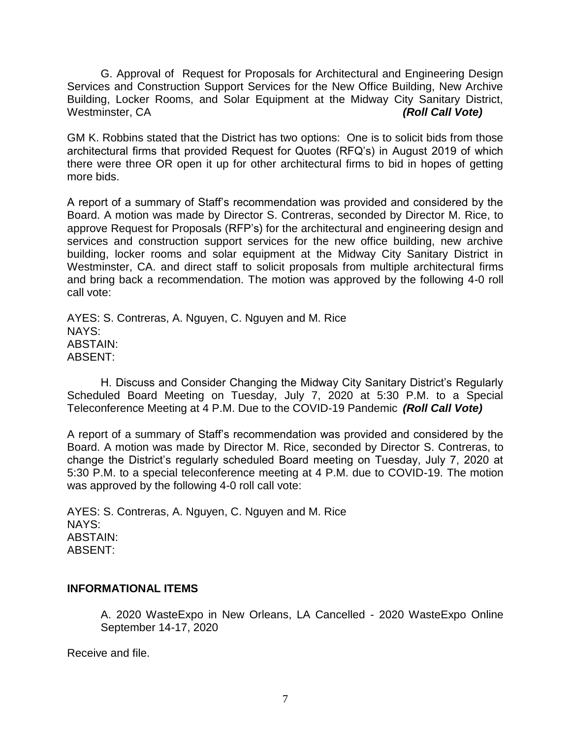G. Approval of Request for Proposals for Architectural and Engineering Design Services and Construction Support Services for the New Office Building, New Archive Building, Locker Rooms, and Solar Equipment at the Midway City Sanitary District, Westminster, CA ***(Roll Call Vote)***

GM K. Robbins stated that the District has two options: One is to solicit bids from those architectural firms that provided Request for Quotes (RFQ's) in August 2019 of which there were three OR open it up for other architectural firms to bid in hopes of getting more bids.

A report of a summary of Staff's recommendation was provided and considered by the Board. A motion was made by Director S. Contreras, seconded by Director M. Rice, to approve Request for Proposals (RFP's) for the architectural and engineering design and services and construction support services for the new office building, new archive building, locker rooms and solar equipment at the Midway City Sanitary District in Westminster, CA. and direct staff to solicit proposals from multiple architectural firms and bring back a recommendation. The motion was approved by the following 4-0 roll call vote:

AYES: S. Contreras, A. Nguyen, C. Nguyen and M. Rice
NAYS:
ABSTAIN:
ABSENT:

H. Discuss and Consider Changing the Midway City Sanitary District's Regularly Scheduled Board Meeting on Tuesday, July 7, 2020 at 5:30 P.M. to a Special Teleconference Meeting at 4 P.M. Due to the COVID-19 Pandemic ***(Roll Call Vote)***

A report of a summary of Staff's recommendation was provided and considered by the Board. A motion was made by Director M. Rice, seconded by Director S. Contreras, to change the District's regularly scheduled Board meeting on Tuesday, July 7, 2020 at 5:30 P.M. to a special teleconference meeting at 4 P.M. due to COVID-19. The motion was approved by the following 4-0 roll call vote:

AYES: S. Contreras, A. Nguyen, C. Nguyen and M. Rice
NAYS:
ABSTAIN:
ABSENT:

**INFORMATIONAL ITEMS**

A. 2020 WasteExpo in New Orleans, LA Cancelled - 2020 WasteExpo Online September 14-17, 2020

Receive and file.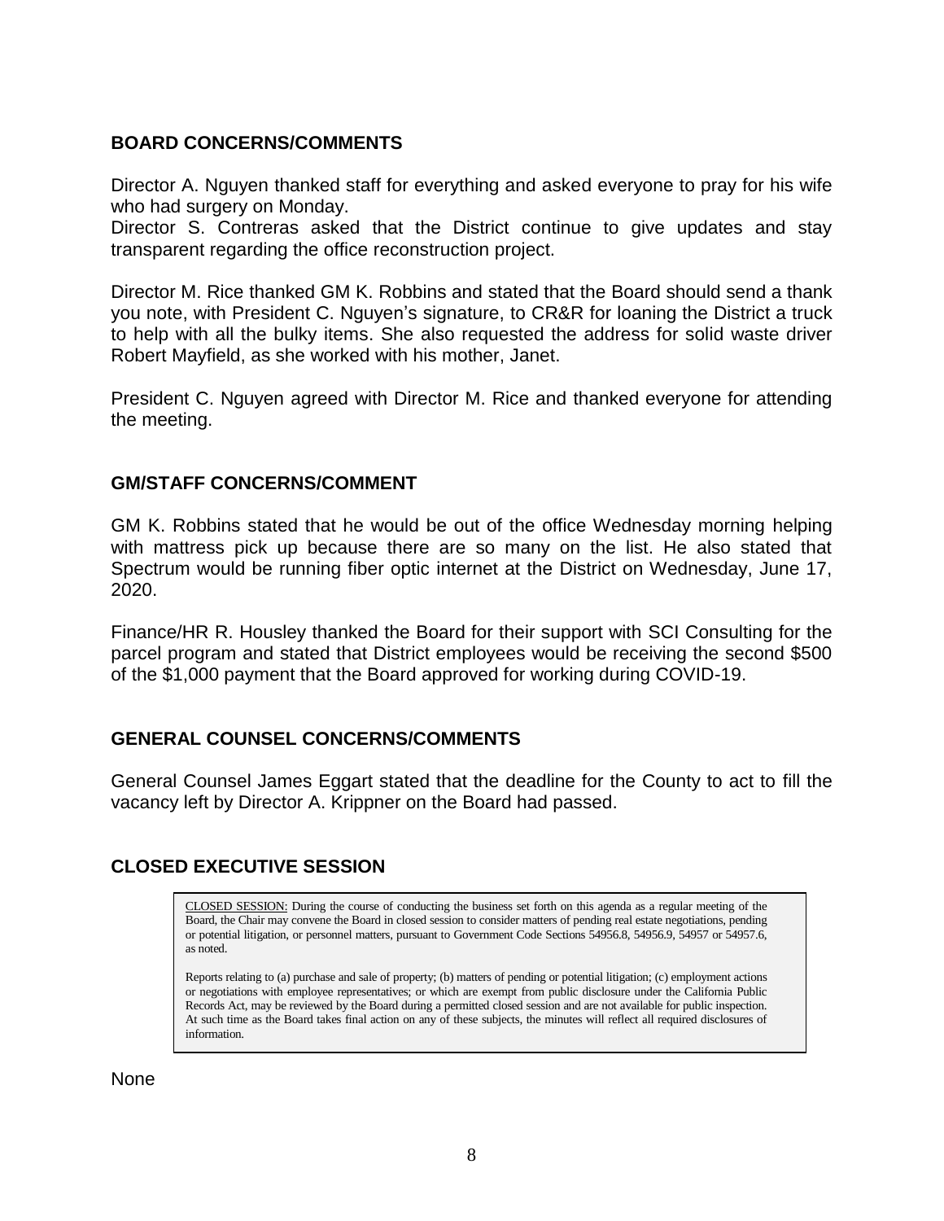## BOARD CONCERNS/COMMENTS

Director A. Nguyen thanked staff for everything and asked everyone to pray for his wife who had surgery on Monday.
Director S. Contreras asked that the District continue to give updates and stay transparent regarding the office reconstruction project.

Director M. Rice thanked GM K. Robbins and stated that the Board should send a thank you note, with President C. Nguyen's signature, to CR&R for loaning the District a truck to help with all the bulky items. She also requested the address for solid waste driver Robert Mayfield, as she worked with his mother, Janet.

President C. Nguyen agreed with Director M. Rice and thanked everyone for attending the meeting.

## GM/STAFF CONCERNS/COMMENT

GM K. Robbins stated that he would be out of the office Wednesday morning helping with mattress pick up because there are so many on the list. He also stated that Spectrum would be running fiber optic internet at the District on Wednesday, June 17, 2020.

Finance/HR R. Housley thanked the Board for their support with SCI Consulting for the parcel program and stated that District employees would be receiving the second $500 of the $1,000 payment that the Board approved for working during COVID-19.

## GENERAL COUNSEL CONCERNS/COMMENTS

General Counsel James Eggart stated that the deadline for the County to act to fill the vacancy left by Director A. Krippner on the Board had passed.

## CLOSED EXECUTIVE SESSION

> CLOSED SESSION: During the course of conducting the business set forth on this agenda as a regular meeting of the Board, the Chair may convene the Board in closed session to consider matters of pending real estate negotiations, pending or potential litigation, or personnel matters, pursuant to Government Code Sections 54956.8, 54956.9, 54957 or 54957.6, as noted.
>
> Reports relating to (a) purchase and sale of property; (b) matters of pending or potential litigation; (c) employment actions or negotiations with employee representatives; or which are exempt from public disclosure under the California Public Records Act, may be reviewed by the Board during a permitted closed session and are not available for public inspection. At such time as the Board takes final action on any of these subjects, the minutes will reflect all required disclosures of information.

None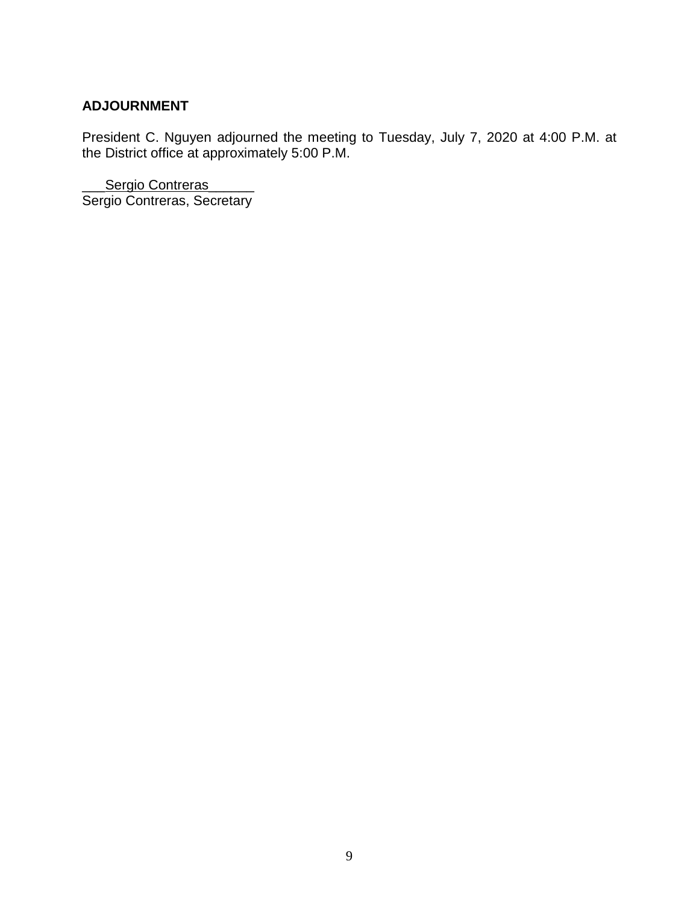**ADJOURNMENT**

President C. Nguyen adjourned the meeting to Tuesday, July 7, 2020 at 4:00 P.M. at the District office at approximately 5:00 P.M.

___Sergio Contreras______
Sergio Contreras, Secretary